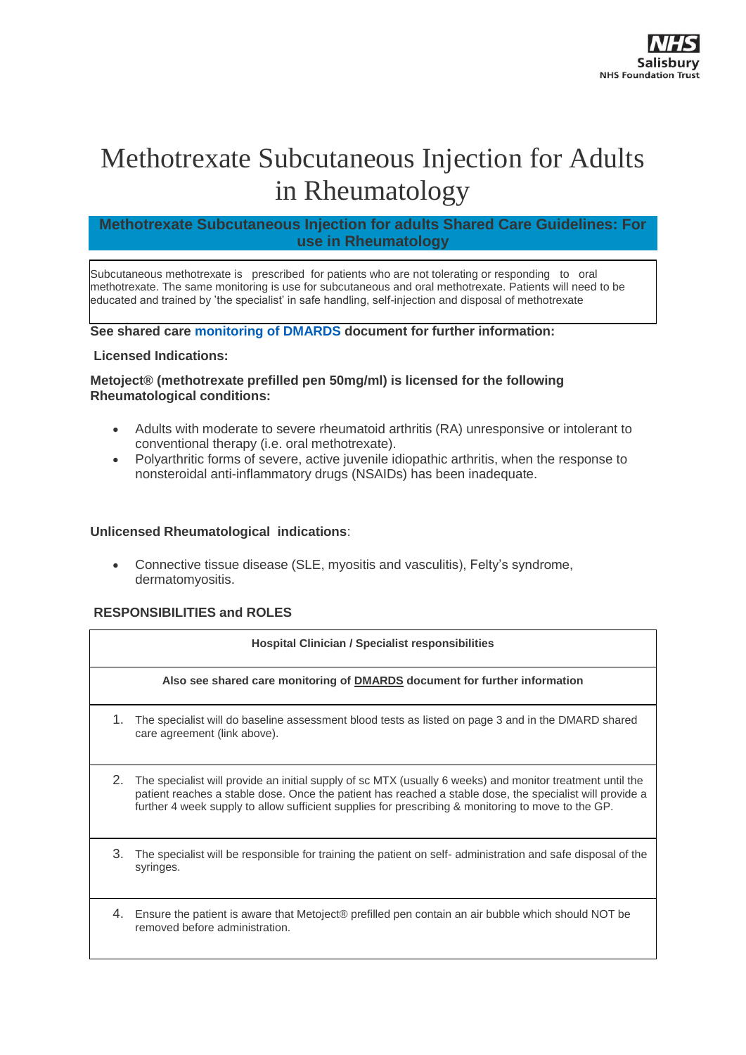# Methotrexate Subcutaneous Injection for Adults in Rheumatology

## Methotrexate Subcutaneous Injection for adults Shared Care Guidelines: For use in Rheumatology

Subcutaneous methotrexate is prescribed for patients who are not tolerating or responding to oral methotrexate. The same monitoring is use for subcutaneous and oral methotrexate. Patients will need to be educated and trained by 'the specialist' in safe handling, self-injection and disposal of methotrexate

**See shared care monitoring of DMARDS document for further information:**

**Licensed Indications:**

**Metoject® (methotrexate prefilled pen 50mg/ml) is licensed for the following Rheumatological conditions:**

- Adults with moderate to severe rheumatoid arthritis (RA) unresponsive or intolerant to conventional therapy (i.e. oral methotrexate).
- Polyarthritic forms of severe, active juvenile idiopathic arthritis, when the response to nonsteroidal anti-inflammatory drugs (NSAIDs) has been inadequate.

**Unlicensed Rheumatological indications**:

- Connective tissue disease (SLE, myositis and vasculitis), Felty's syndrome, dermatomyositis.

**RESPONSIBILITIES and ROLES**

| **Hospital Clinician / Specialist responsibilities** |
|---|
| **Also see shared care monitoring of DMARDS document for further information** |
| 1. The specialist will do baseline assessment blood tests as listed on page 3 and in the DMARD shared care agreement (link above). |
| 2. The specialist will provide an initial supply of sc MTX (usually 6 weeks) and monitor treatment until the patient reaches a stable dose. Once the patient has reached a stable dose, the specialist will provide a further 4 week supply to allow sufficient supplies for prescribing & monitoring to move to the GP. |
| 3. The specialist will be responsible for training the patient on self- administration and safe disposal of the syringes. |
| 4. Ensure the patient is aware that Metoject® prefilled pen contain an air bubble which should NOT be removed before administration. |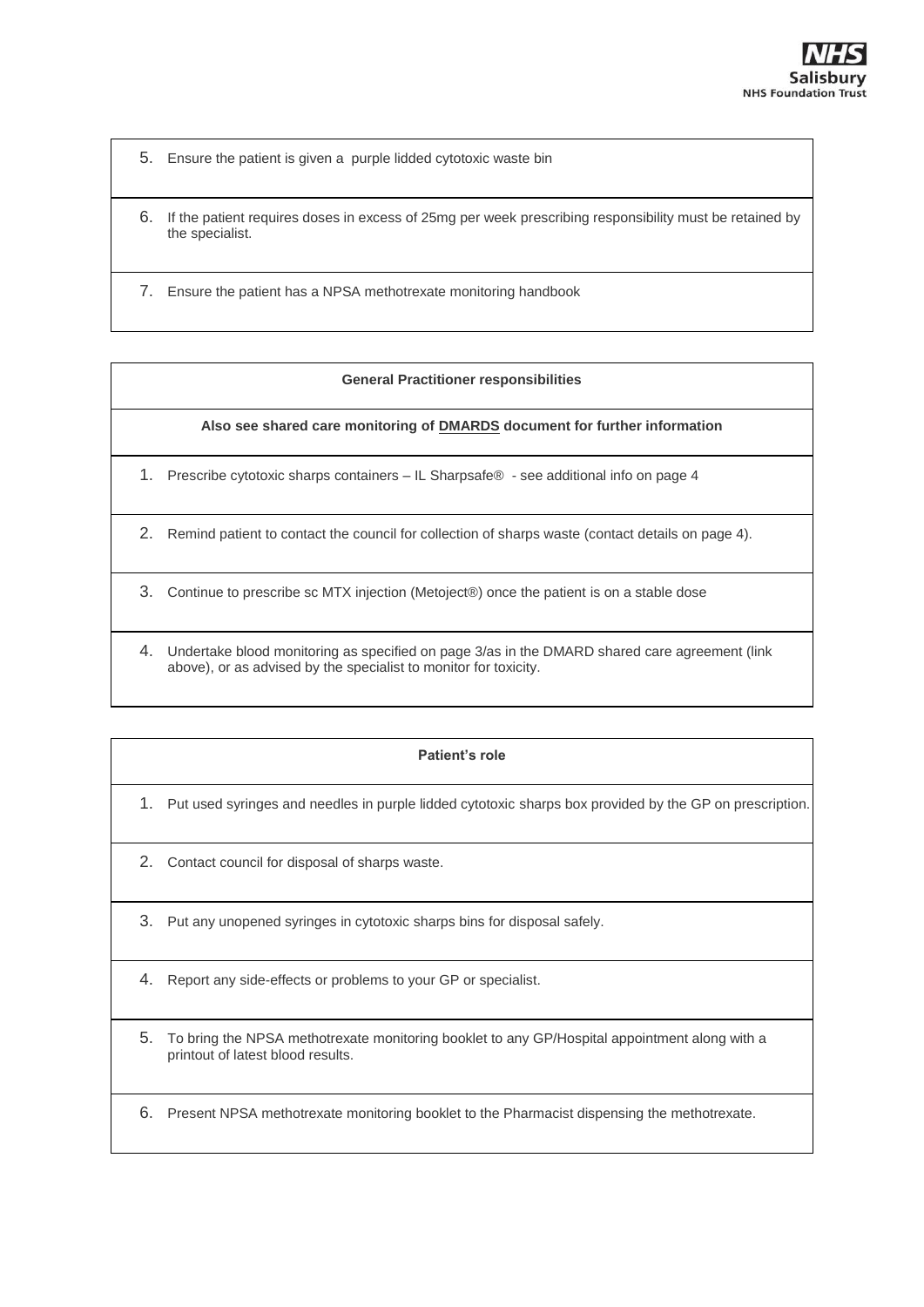5. Ensure the patient is given a purple lidded cytotoxic waste bin
6. If the patient requires doses in excess of 25mg per week prescribing responsibility must be retained by the specialist.
7. Ensure the patient has a NPSA methotrexate monitoring handbook

**General Practitioner responsibilities**

**Also see shared care monitoring of DMARDS document for further information**

1. Prescribe cytotoxic sharps containers – IL Sharpsafe® - see additional info on page 4
2. Remind patient to contact the council for collection of sharps waste (contact details on page 4).
3. Continue to prescribe sc MTX injection (Metoject®) once the patient is on a stable dose
4. Undertake blood monitoring as specified on page 3/as in the DMARD shared care agreement (link above), or as advised by the specialist to monitor for toxicity.

**Patient's role**

1. Put used syringes and needles in purple lidded cytotoxic sharps box provided by the GP on prescription.
2. Contact council for disposal of sharps waste.
3. Put any unopened syringes in cytotoxic sharps bins for disposal safely.
4. Report any side-effects or problems to your GP or specialist.
5. To bring the NPSA methotrexate monitoring booklet to any GP/Hospital appointment along with a printout of latest blood results.
6. Present NPSA methotrexate monitoring booklet to the Pharmacist dispensing the methotrexate.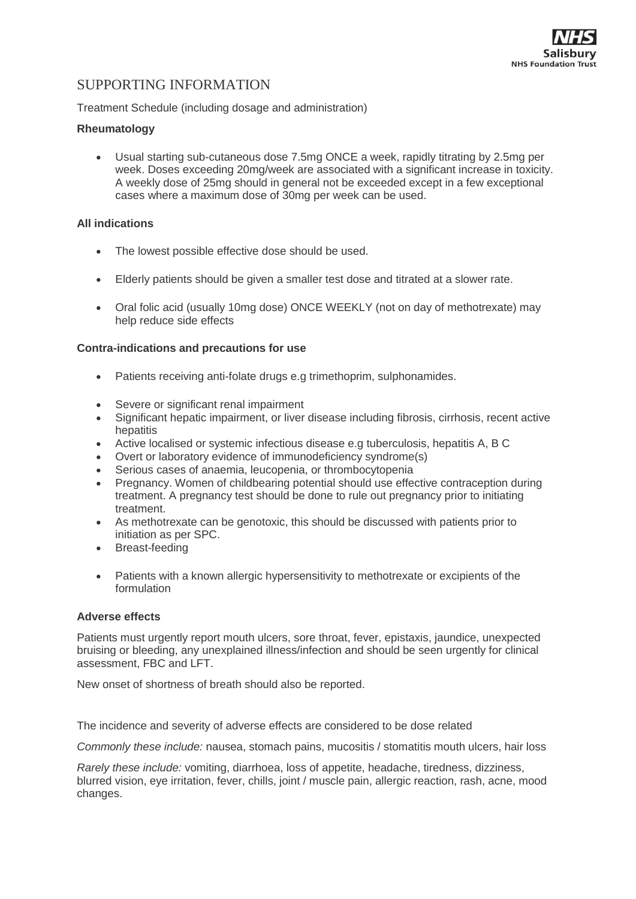# SUPPORTING INFORMATION

Treatment Schedule (including dosage and administration)

**Rheumatology**

- Usual starting sub-cutaneous dose 7.5mg ONCE a week, rapidly titrating by 2.5mg per week. Doses exceeding 20mg/week are associated with a significant increase in toxicity. A weekly dose of 25mg should in general not be exceeded except in a few exceptional cases where a maximum dose of 30mg per week can be used.

**All indications**

- The lowest possible effective dose should be used.
- Elderly patients should be given a smaller test dose and titrated at a slower rate.
- Oral folic acid (usually 10mg dose) ONCE WEEKLY (not on day of methotrexate) may help reduce side effects

**Contra-indications and precautions for use**

- Patients receiving anti-folate drugs e.g trimethoprim, sulphonamides.
- Severe or significant renal impairment
- Significant hepatic impairment, or liver disease including fibrosis, cirrhosis, recent active hepatitis
- Active localised or systemic infectious disease e.g tuberculosis, hepatitis A, B C
- Overt or laboratory evidence of immunodeficiency syndrome(s)
- Serious cases of anaemia, leucopenia, or thrombocytopenia
- Pregnancy. Women of childbearing potential should use effective contraception during treatment. A pregnancy test should be done to rule out pregnancy prior to initiating treatment.
- As methotrexate can be genotoxic, this should be discussed with patients prior to initiation as per SPC.
- Breast-feeding
- Patients with a known allergic hypersensitivity to methotrexate or excipients of the formulation

**Adverse effects**

Patients must urgently report mouth ulcers, sore throat, fever, epistaxis, jaundice, unexpected bruising or bleeding, any unexplained illness/infection and should be seen urgently for clinical assessment, FBC and LFT.

New onset of shortness of breath should also be reported.

The incidence and severity of adverse effects are considered to be dose related

*Commonly these include:* nausea, stomach pains, mucositis / stomatitis mouth ulcers, hair loss

*Rarely these include:* vomiting, diarrhoea, loss of appetite, headache, tiredness, dizziness, blurred vision, eye irritation, fever, chills, joint / muscle pain, allergic reaction, rash, acne, mood changes.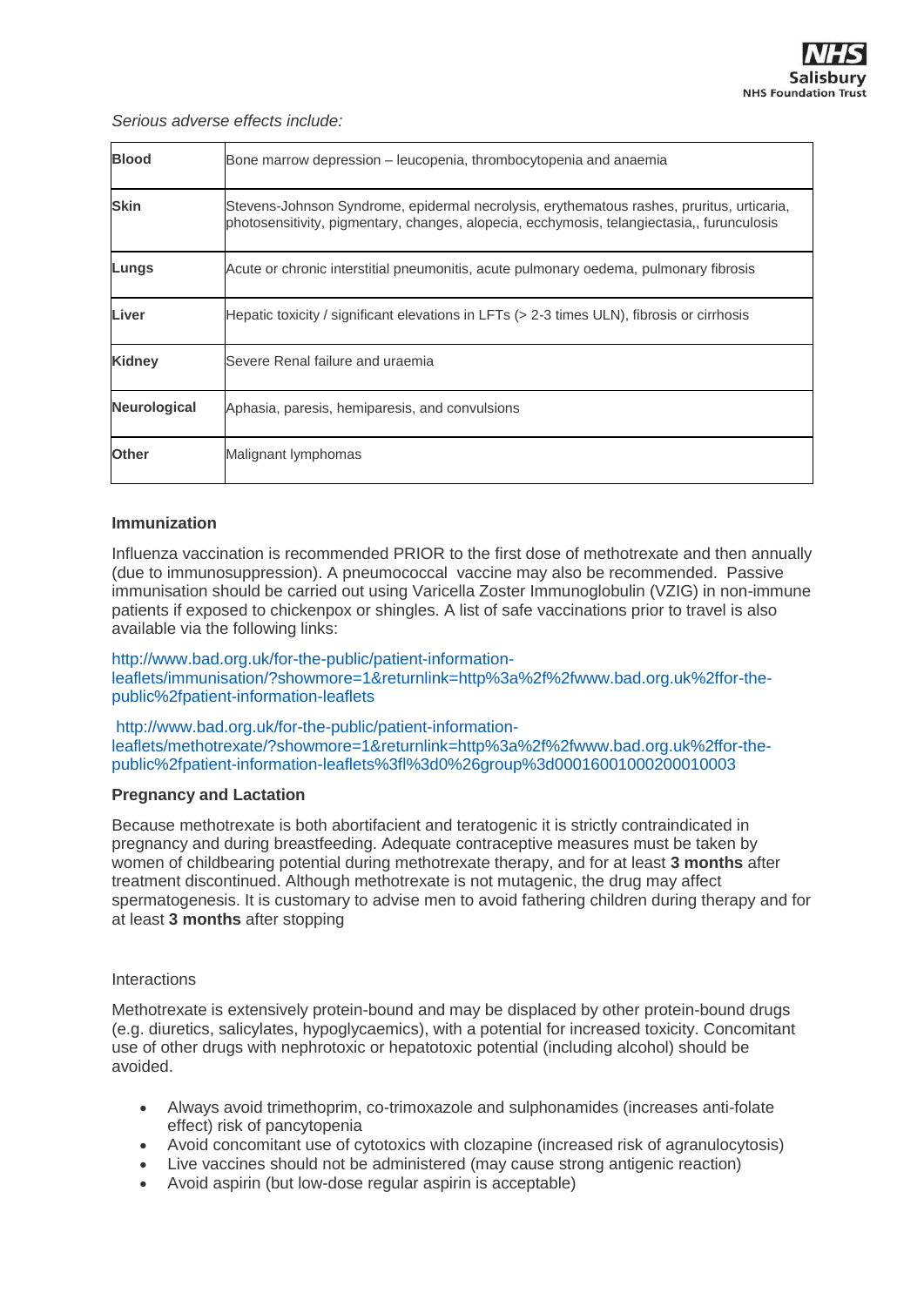*Serious adverse effects include:*

| | |
|---|---|
| **Blood** | Bone marrow depression – leucopenia, thrombocytopenia and anaemia |
| **Skin** | Stevens-Johnson Syndrome, epidermal necrolysis, erythematous rashes, pruritus, urticaria, photosensitivity, pigmentary, changes, alopecia, ecchymosis, telangiectasia,, furunculosis |
| **Lungs** | Acute or chronic interstitial pneumonitis, acute pulmonary oedema, pulmonary fibrosis |
| **Liver** | Hepatic toxicity / significant elevations in LFTs (> 2-3 times ULN), fibrosis or cirrhosis |
| **Kidney** | Severe Renal failure and uraemia |
| **Neurological** | Aphasia, paresis, hemiparesis, and convulsions |
| **Other** | Malignant lymphomas |

**Immunization**

Influenza vaccination is recommended PRIOR to the first dose of methotrexate and then annually (due to immunosuppression). A pneumococcal vaccine may also be recommended. Passive immunisation should be carried out using Varicella Zoster Immunoglobulin (VZIG) in non-immune patients if exposed to chickenpox or shingles. A list of safe vaccinations prior to travel is also available via the following links:

http://www.bad.org.uk/for-the-public/patient-information-leaflets/immunisation/?showmore=1&returnlink=http%3a%2f%2fwww.bad.org.uk%2ffor-the-public%2fpatient-information-leaflets

http://www.bad.org.uk/for-the-public/patient-information-leaflets/methotrexate/?showmore=1&returnlink=http%3a%2f%2fwww.bad.org.uk%2ffor-the-public%2fpatient-information-leaflets%3fl%3d0%26group%3d00016001000200010003

**Pregnancy and Lactation**

Because methotrexate is both abortifacient and teratogenic it is strictly contraindicated in pregnancy and during breastfeeding. Adequate contraceptive measures must be taken by women of childbearing potential during methotrexate therapy, and for at least **3 months** after treatment discontinued. Although methotrexate is not mutagenic, the drug may affect spermatogenesis. It is customary to advise men to avoid fathering children during therapy and for at least **3 months** after stopping

Interactions

Methotrexate is extensively protein-bound and may be displaced by other protein-bound drugs (e.g. diuretics, salicylates, hypoglycaemics), with a potential for increased toxicity. Concomitant use of other drugs with nephrotoxic or hepatotoxic potential (including alcohol) should be avoided.

- Always avoid trimethoprim, co-trimoxazole and sulphonamides (increases anti-folate effect) risk of pancytopenia
- Avoid concomitant use of cytotoxics with clozapine (increased risk of agranulocytosis)
- Live vaccines should not be administered (may cause strong antigenic reaction)
- Avoid aspirin (but low-dose regular aspirin is acceptable)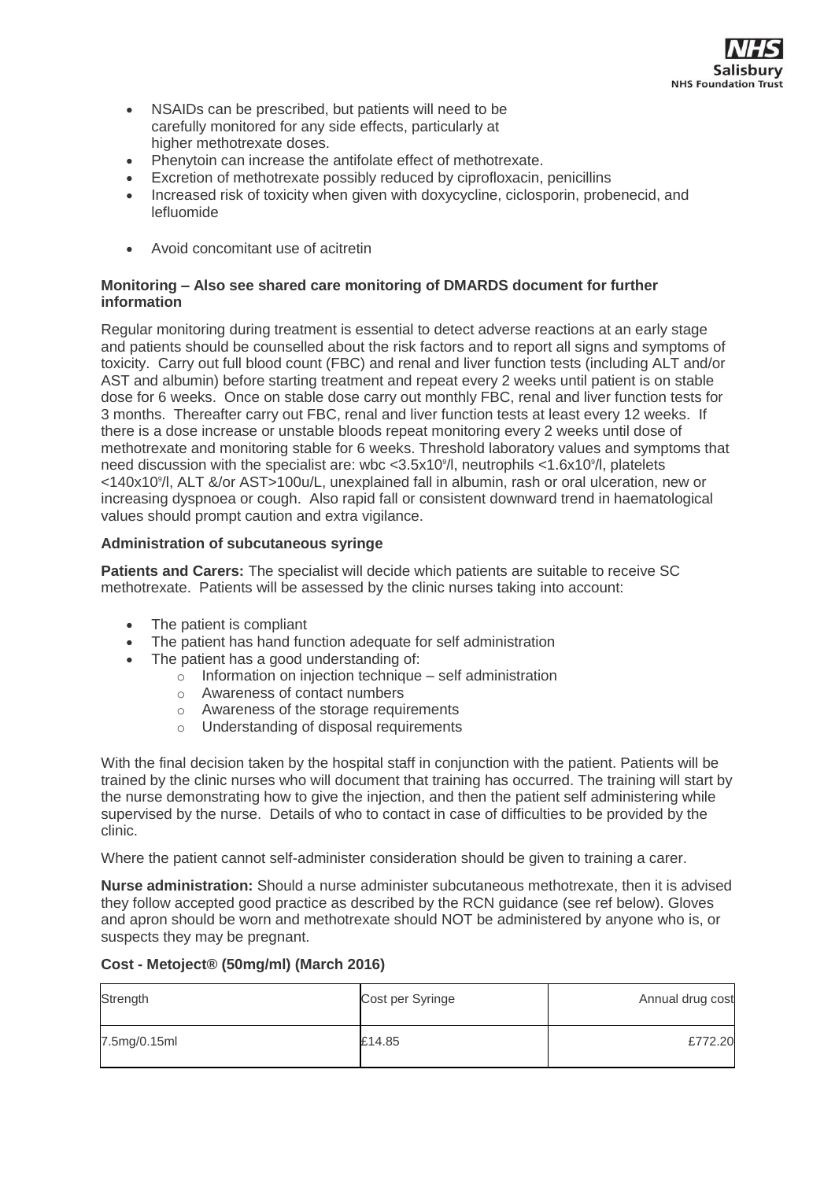- NSAIDs can be prescribed, but patients will need to be carefully monitored for any side effects, particularly at higher methotrexate doses.
- Phenytoin can increase the antifolate effect of methotrexate.
- Excretion of methotrexate possibly reduced by ciprofloxacin, penicillins
- Increased risk of toxicity when given with doxycycline, ciclosporin, probenecid, and lefluomide
- Avoid concomitant use of acitretin

**Monitoring – Also see shared care monitoring of DMARDS document for further information**

Regular monitoring during treatment is essential to detect adverse reactions at an early stage and patients should be counselled about the risk factors and to report all signs and symptoms of toxicity. Carry out full blood count (FBC) and renal and liver function tests (including ALT and/or AST and albumin) before starting treatment and repeat every 2 weeks until patient is on stable dose for 6 weeks. Once on stable dose carry out monthly FBC, renal and liver function tests for 3 months. Thereafter carry out FBC, renal and liver function tests at least every 12 weeks. If there is a dose increase or unstable bloods repeat monitoring every 2 weeks until dose of methotrexate and monitoring stable for 6 weeks. Threshold laboratory values and symptoms that need discussion with the specialist are: wbc $<3.5 \times 10^9$/l, neutrophils $<1.6 \times 10^9$/l, platelets $<140 \times 10^9$/l, ALT &/or AST>100u/L, unexplained fall in albumin, rash or oral ulceration, new or increasing dyspnoea or cough. Also rapid fall or consistent downward trend in haematological values should prompt caution and extra vigilance.

**Administration of subcutaneous syringe**

**Patients and Carers:** The specialist will decide which patients are suitable to receive SC methotrexate. Patients will be assessed by the clinic nurses taking into account:

- The patient is compliant
- The patient has hand function adequate for self administration
- The patient has a good understanding of:
  - Information on injection technique – self administration
  - Awareness of contact numbers
  - Awareness of the storage requirements
  - Understanding of disposal requirements

With the final decision taken by the hospital staff in conjunction with the patient. Patients will be trained by the clinic nurses who will document that training has occurred. The training will start by the nurse demonstrating how to give the injection, and then the patient self administering while supervised by the nurse. Details of who to contact in case of difficulties to be provided by the clinic.

Where the patient cannot self-administer consideration should be given to training a carer.

**Nurse administration:** Should a nurse administer subcutaneous methotrexate, then it is advised they follow accepted good practice as described by the RCN guidance (see ref below). Gloves and apron should be worn and methotrexate should NOT be administered by anyone who is, or suspects they may be pregnant.

**Cost - Metoject® (50mg/ml) (March 2016)**

| Strength | Cost per Syringe | Annual drug cost |
|---|---|---|
| 7.5mg/0.15ml | £14.85 | £772.20 |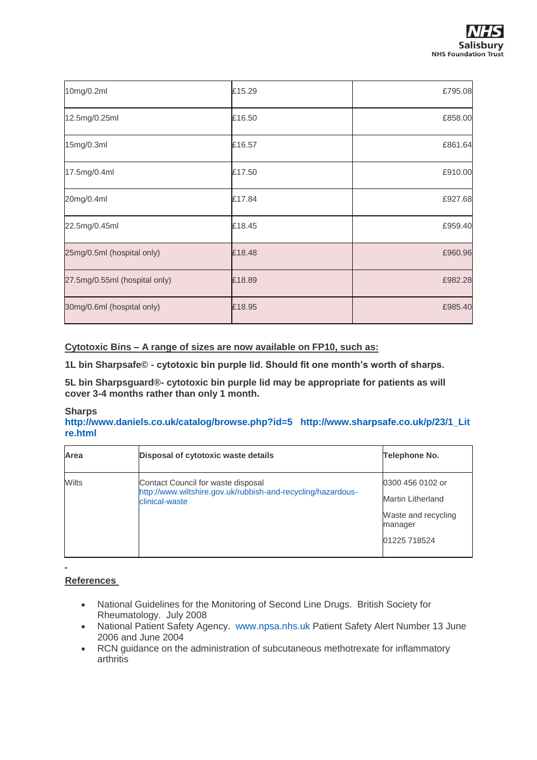| | | |
|---|---|---|
| 10mg/0.2ml | £15.29 | £795.08 |
| 12.5mg/0.25ml | £16.50 | £858.00 |
| 15mg/0.3ml | £16.57 | £861.64 |
| 17.5mg/0.4ml | £17.50 | £910.00 |
| 20mg/0.4ml | £17.84 | £927.68 |
| 22.5mg/0.45ml | £18.45 | £959.40 |
| 25mg/0.5ml (hospital only) | £18.48 | £960.96 |
| 27.5mg/0.55ml (hospital only) | £18.89 | £982.28 |
| 30mg/0.6ml (hospital only) | £18.95 | £985.40 |

**Cytotoxic Bins – A range of sizes are now available on FP10, such as:**

**1L bin Sharpsafe© - cytotoxic bin purple lid. Should fit one month's worth of sharps.**

**5L bin Sharpsguard®- cytotoxic bin purple lid may be appropriate for patients as will cover 3-4 months rather than only 1 month.**

**Sharps**
**http://www.daniels.co.uk/catalog/browse.php?id=5 http://www.sharpsafe.co.uk/p/23/1_Litre.html**

| Area | Disposal of cytotoxic waste details | Telephone No. |
|---|---|---|
| Wilts | Contact Council for waste disposal http://www.wiltshire.gov.uk/rubbish-and-recycling/hazardous-clinical-waste | 0300 456 0102 or<br>Martin Litherland<br>Waste and recycling manager<br>01225 718524 |

## References

- National Guidelines for the Monitoring of Second Line Drugs. British Society for Rheumatology. July 2008
- National Patient Safety Agency. www.npsa.nhs.uk Patient Safety Alert Number 13 June 2006 and June 2004
- RCN guidance on the administration of subcutaneous methotrexate for inflammatory arthritis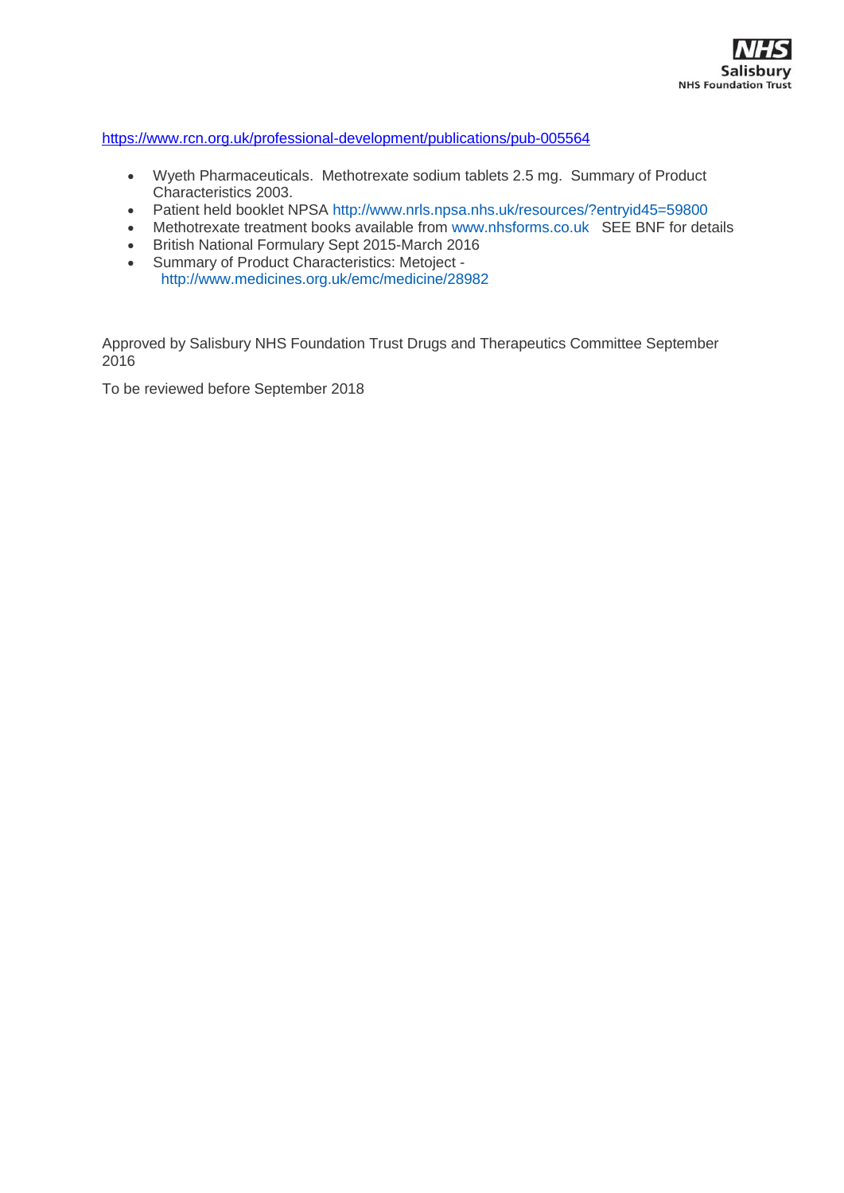https://www.rcn.org.uk/professional-development/publications/pub-005564

- Wyeth Pharmaceuticals. Methotrexate sodium tablets 2.5 mg. Summary of Product Characteristics 2003.
- Patient held booklet NPSA http://www.nrls.npsa.nhs.uk/resources/?entryid45=59800
- Methotrexate treatment books available from www.nhsforms.co.uk SEE BNF for details
- British National Formulary Sept 2015-March 2016
- Summary of Product Characteristics: Metoject - http://www.medicines.org.uk/emc/medicine/28982

Approved by Salisbury NHS Foundation Trust Drugs and Therapeutics Committee September 2016

To be reviewed before September 2018